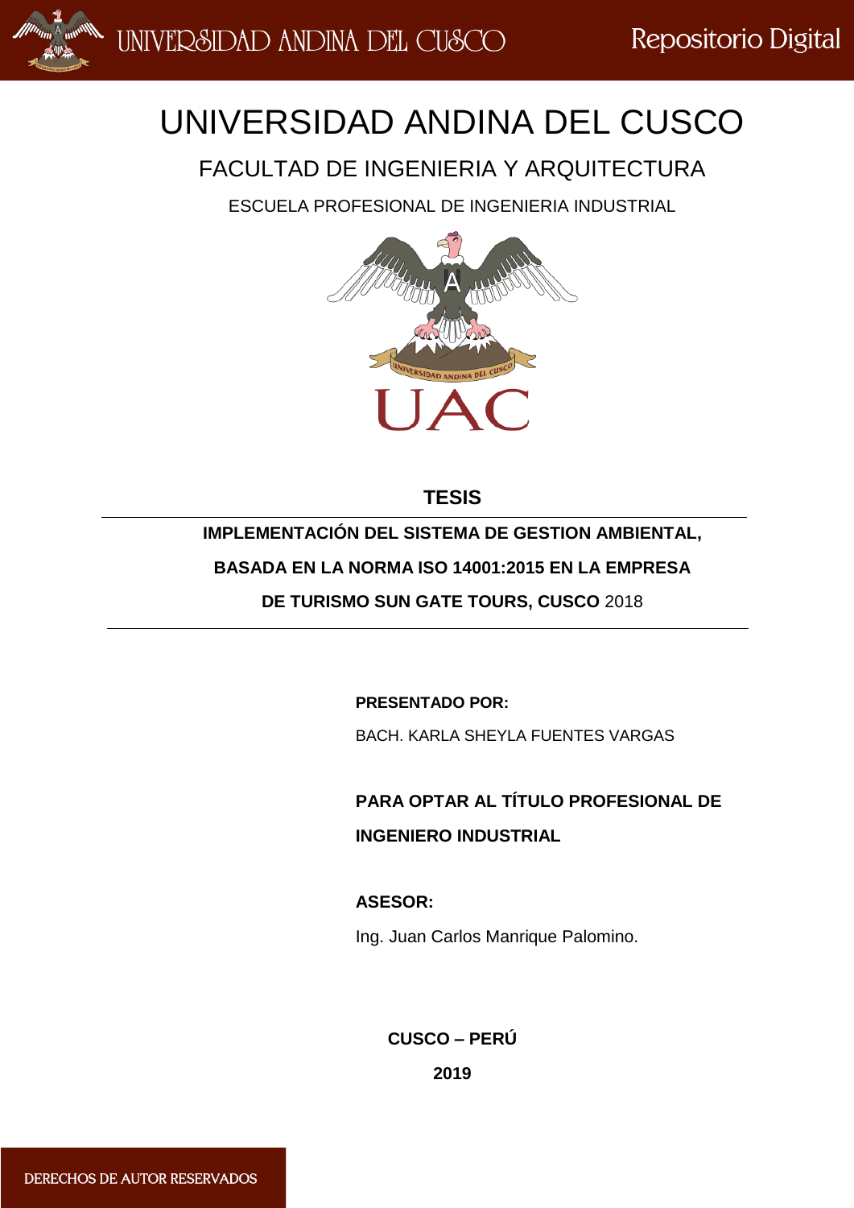# UNIVERSIDAD ANDINA DEL CUSCO

## FACULTAD DE INGENIERIA Y ARQUITECTURA

ESCUELA PROFESIONAL DE INGENIERIA INDUSTRIAL

UAC

**TESIS**

**IMPLEMENTACIÓN DEL SISTEMA DE GESTION AMBIENTAL, BASADA EN LA NORMA ISO 14001:2015 EN LA EMPRESA DE TURISMO SUN GATE TOURS, CUSCO** 2018

**PRESENTADO POR:**

BACH. KARLA SHEYLA FUENTES VARGAS

**PARA OPTAR AL TÍTULO PROFESIONAL DE INGENIERO INDUSTRIAL**

**ASESOR:**

Ing. Juan Carlos Manrique Palomino.

**CUSCO – PERÚ**

**2019**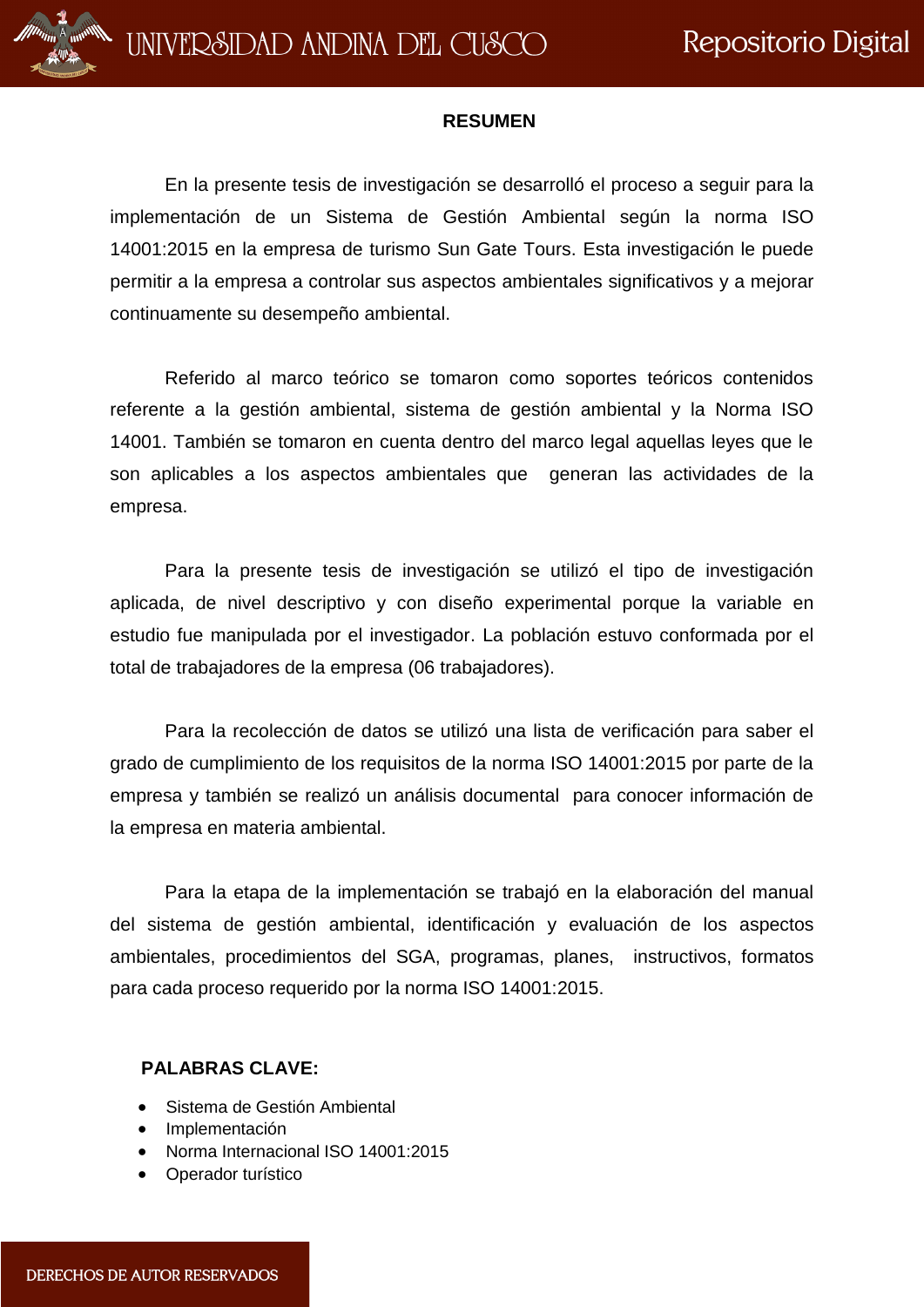# RESUMEN

En la presente tesis de investigación se desarrolló el proceso a seguir para la implementación de un Sistema de Gestión Ambiental según la norma ISO 14001:2015 en la empresa de turismo Sun Gate Tours. Esta investigación le puede permitir a la empresa a controlar sus aspectos ambientales significativos y a mejorar continuamente su desempeño ambiental.

Referido al marco teórico se tomaron como soportes teóricos contenidos referente a la gestión ambiental, sistema de gestión ambiental y la Norma ISO 14001. También se tomaron en cuenta dentro del marco legal aquellas leyes que le son aplicables a los aspectos ambientales que generan las actividades de la empresa.

Para la presente tesis de investigación se utilizó el tipo de investigación aplicada, de nivel descriptivo y con diseño experimental porque la variable en estudio fue manipulada por el investigador. La población estuvo conformada por el total de trabajadores de la empresa (06 trabajadores).

Para la recolección de datos se utilizó una lista de verificación para saber el grado de cumplimiento de los requisitos de la norma ISO 14001:2015 por parte de la empresa y también se realizó un análisis documental para conocer información de la empresa en materia ambiental.

Para la etapa de la implementación se trabajó en la elaboración del manual del sistema de gestión ambiental, identificación y evaluación de los aspectos ambientales, procedimientos del SGA, programas, planes, instructivos, formatos para cada proceso requerido por la norma ISO 14001:2015.

**PALABRAS CLAVE:**

- Sistema de Gestión Ambiental
- Implementación
- Norma Internacional ISO 14001:2015
- Operador turístico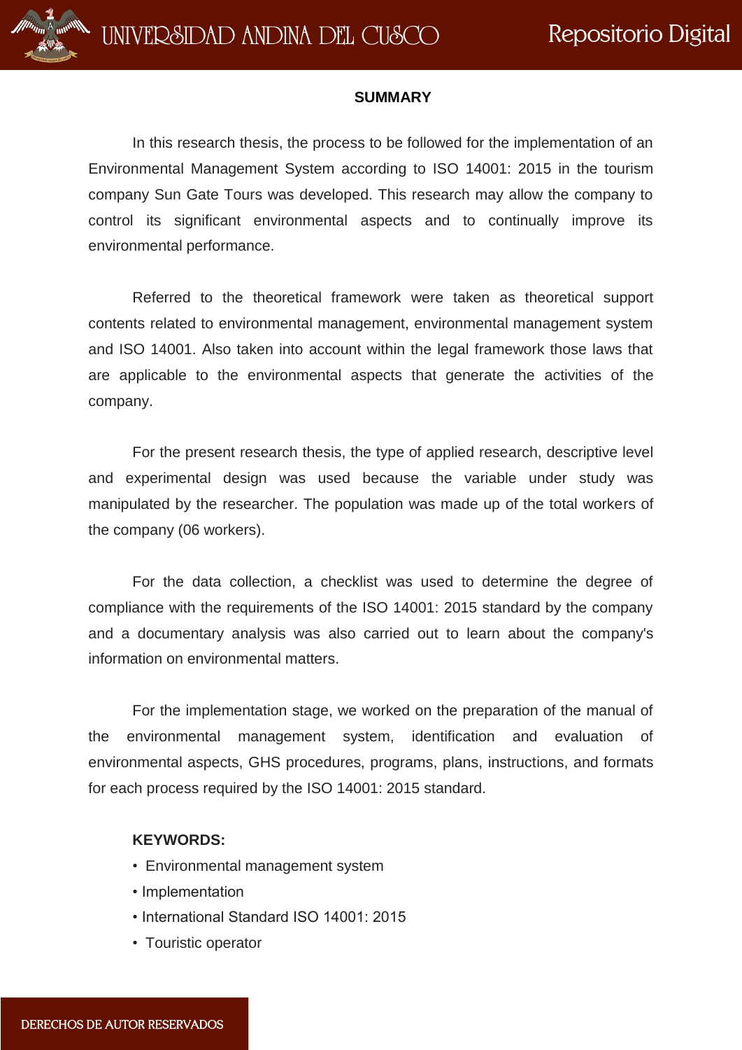## SUMMARY

In this research thesis, the process to be followed for the implementation of an Environmental Management System according to ISO 14001: 2015 in the tourism company Sun Gate Tours was developed. This research may allow the company to control its significant environmental aspects and to continually improve its environmental performance.

Referred to the theoretical framework were taken as theoretical support contents related to environmental management, environmental management system and ISO 14001. Also taken into account within the legal framework those laws that are applicable to the environmental aspects that generate the activities of the company.

For the present research thesis, the type of applied research, descriptive level and experimental design was used because the variable under study was manipulated by the researcher. The population was made up of the total workers of the company (06 workers).

For the data collection, a checklist was used to determine the degree of compliance with the requirements of the ISO 14001: 2015 standard by the company and a documentary analysis was also carried out to learn about the company's information on environmental matters.

For the implementation stage, we worked on the preparation of the manual of the environmental management system, identification and evaluation of environmental aspects, GHS procedures, programs, plans, instructions, and formats for each process required by the ISO 14001: 2015 standard.

**KEYWORDS:**

- Environmental management system
- Implementation
- International Standard ISO 14001: 2015
- Touristic operator